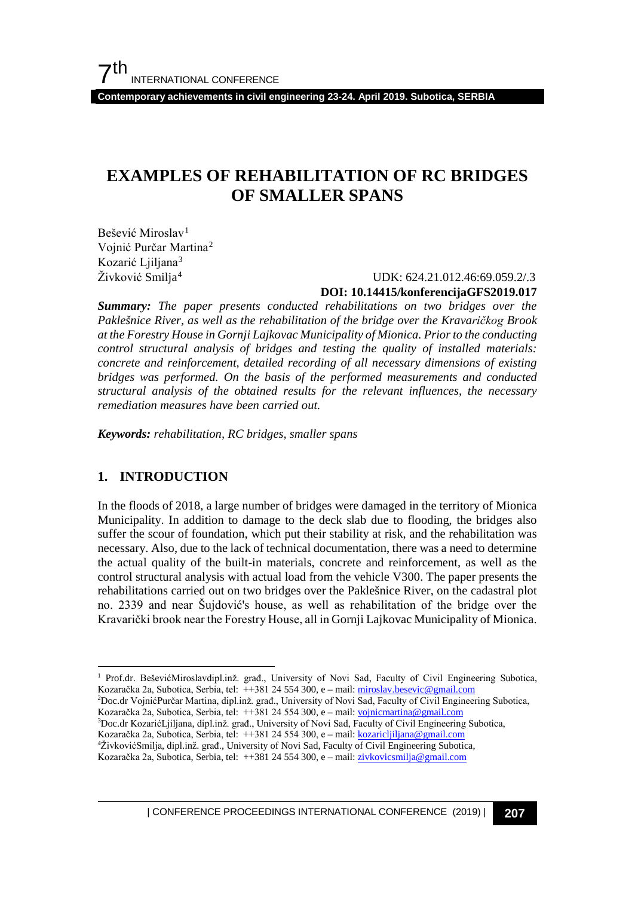# EXAMPLES OF REHABILITATION OF RC BRIDGES OF SMALLER SPANS

Bešević Miroslav[1]
Vojnić Purčar Martina[2]
Kozarić Ljiljana[3]
Živković Smilja[4]

UDK: 624.21.012.46:69.059.2/.3
**DOI: 10.14415/konferencijaGFS2019.017**

***Summary:*** *The paper presents conducted rehabilitations on two bridges over the Paklešnice River, as well as the rehabilitation of the bridge over the Kravaričkog Brook at the Forestry House in Gornji Lajkovac Municipality of Mionica. Prior to the conducting control structural analysis of bridges and testing the quality of installed materials: concrete and reinforcement, detailed recording of all necessary dimensions of existing bridges was performed. On the basis of the performed measurements and conducted structural analysis of the obtained results for the relevant influences, the necessary remediation measures have been carried out.*

***Keywords:*** *rehabilitation, RC bridges, smaller spans*

## 1. INTRODUCTION

In the floods of 2018, a large number of bridges were damaged in the territory of Mionica Municipality. In addition to damage to the deck slab due to flooding, the bridges also suffer the scour of foundation, which put their stability at risk, and the rehabilitation was necessary. Also, due to the lack of technical documentation, there was a need to determine the actual quality of the built-in materials, concrete and reinforcement, as well as the control structural analysis with actual load from the vehicle V300. The paper presents the rehabilitations carried out on two bridges over the Paklešnice River, on the cadastral plot no. 2339 and near Šujdović's house, as well as rehabilitation of the bridge over the Kravarički brook near the Forestry House, all in Gornji Lajkovac Municipality of Mionica.

---

[1] Prof.dr. BeševićMiroslavdipl.inž. građ., University of Novi Sad, Faculty of Civil Engineering Subotica, Kozaračka 2a, Subotica, Serbia, tel: ++381 24 554 300, e – mail: miroslav.besevic@gmail.com

[2] Doc.dr VojnićPurčar Martina, dipl.inž. građ., University of Novi Sad, Faculty of Civil Engineering Subotica, Kozaračka 2a, Subotica, Serbia, tel: ++381 24 554 300, e – mail: vojnicmartina@gmail.com

[3] Doc.dr KozarićLjiljana, dipl.inž. građ., University of Novi Sad, Faculty of Civil Engineering Subotica, Kozaračka 2a, Subotica, Serbia, tel: ++381 24 554 300, e – mail: kozaricljiljana@gmail.com

[4] ŽivkovićSmilja, dipl.inž. građ., University of Novi Sad, Faculty of Civil Engineering Subotica, Kozaračka 2a, Subotica, Serbia, tel: ++381 24 554 300, e – mail: zivkovicsmilja@gmail.com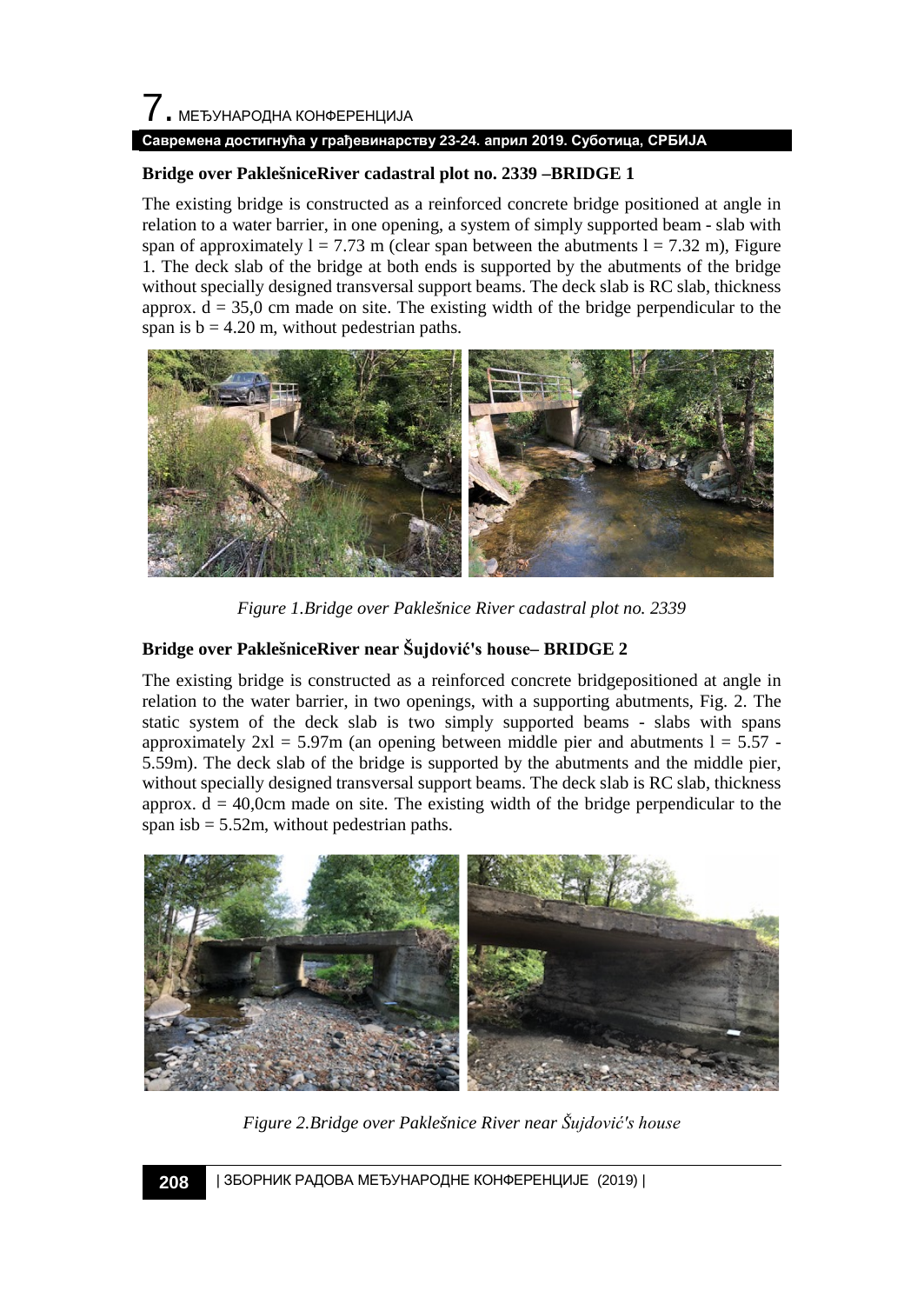**Bridge over PaklešniceRiver cadastral plot no. 2339 –BRIDGE 1**

The existing bridge is constructed as a reinforced concrete bridge positioned at angle in relation to a water barrier, in one opening, a system of simply supported beam - slab with span of approximately $l = 7.73$ m (clear span between the abutments $l = 7.32$ m), Figure 1. The deck slab of the bridge at both ends is supported by the abutments of the bridge without specially designed transversal support beams. The deck slab is RC slab, thickness approx. $d = 35{,}0$ cm made on site. The existing width of the bridge perpendicular to the span is $b = 4.20$ m, without pedestrian paths.

*Figure 1.Bridge over Paklešnice River cadastral plot no. 2339*

**Bridge over PaklešniceRiver near Šujdović's house– BRIDGE 2**

The existing bridge is constructed as a reinforced concrete bridgepositioned at angle in relation to the water barrier, in two openings, with a supporting abutments, Fig. 2. The static system of the deck slab is two simply supported beams - slabs with spans approximately $2xl = 5.97$m (an opening between middle pier and abutments $l = 5.57$ - 5.59m). The deck slab of the bridge is supported by the abutments and the middle pier, without specially designed transversal support beams. The deck slab is RC slab, thickness approx. $d = 40{,}0$cm made on site. The existing width of the bridge perpendicular to the span isb $= 5.52$m, without pedestrian paths.

*Figure 2.Bridge over Paklešnice River near Šujdović's house*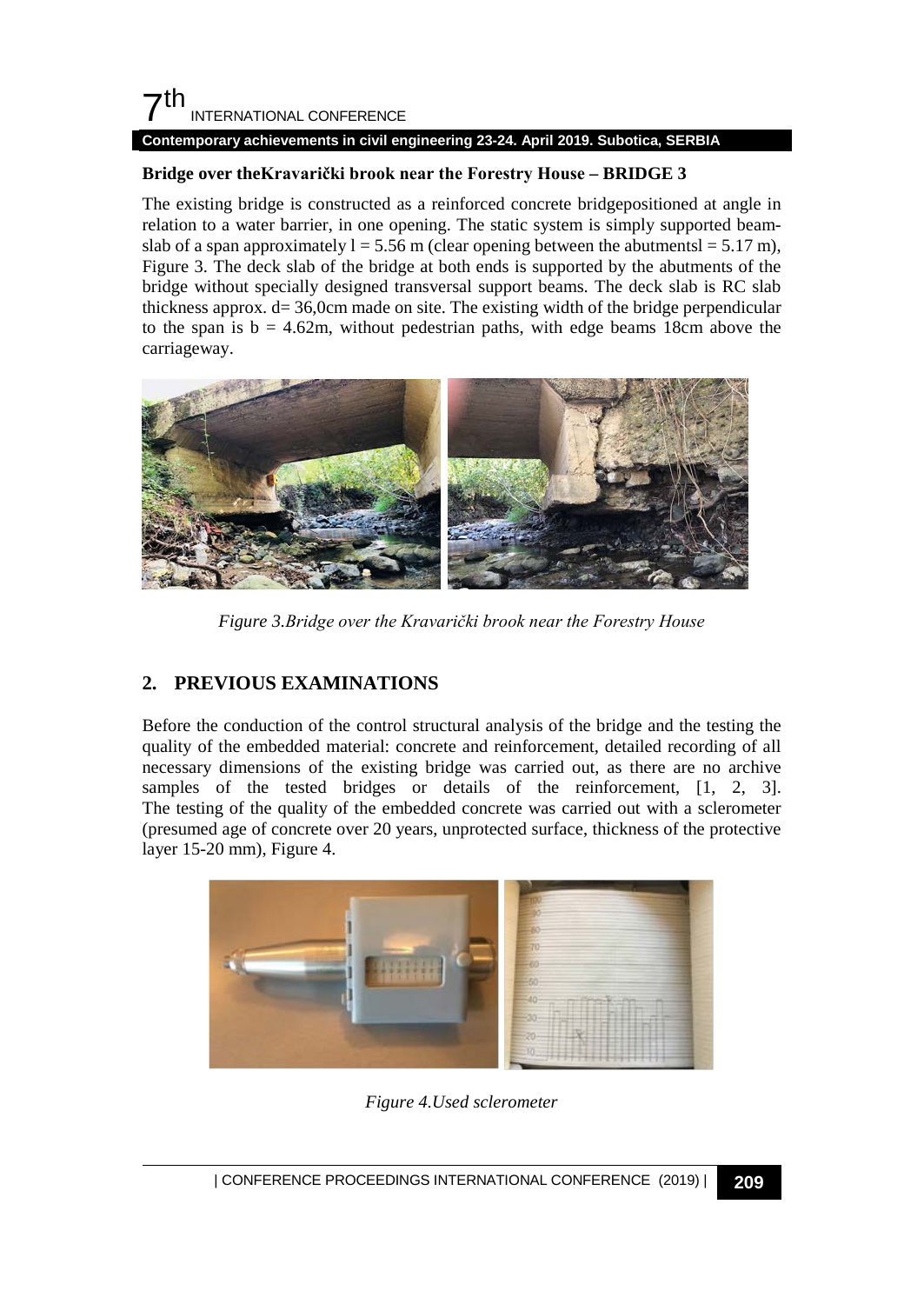**Bridge over theKravarički brook near the Forestry House – BRIDGE 3**

The existing bridge is constructed as a reinforced concrete bridgepositioned at angle in relation to a water barrier, in one opening. The static system is simply supported beam-slab of a span approximately l = 5.56 m (clear opening between the abutmentsl = 5.17 m), Figure 3. The deck slab of the bridge at both ends is supported by the abutments of the bridge without specially designed transversal support beams. The deck slab is RC slab thickness approx. d= 36,0cm made on site. The existing width of the bridge perpendicular to the span is b = 4.62m, without pedestrian paths, with edge beams 18cm above the carriageway.

*Figure 3.Bridge over the Kravarički brook near the Forestry House*

## 2. PREVIOUS EXAMINATIONS

Before the conduction of the control structural analysis of the bridge and the testing the quality of the embedded material: concrete and reinforcement, detailed recording of all necessary dimensions of the existing bridge was carried out, as there are no archive samples of the tested bridges or details of the reinforcement, [1, 2, 3]. The testing of the quality of the embedded concrete was carried out with a sclerometer (presumed age of concrete over 20 years, unprotected surface, thickness of the protective layer 15-20 mm), Figure 4.

*Figure 4.Used sclerometer*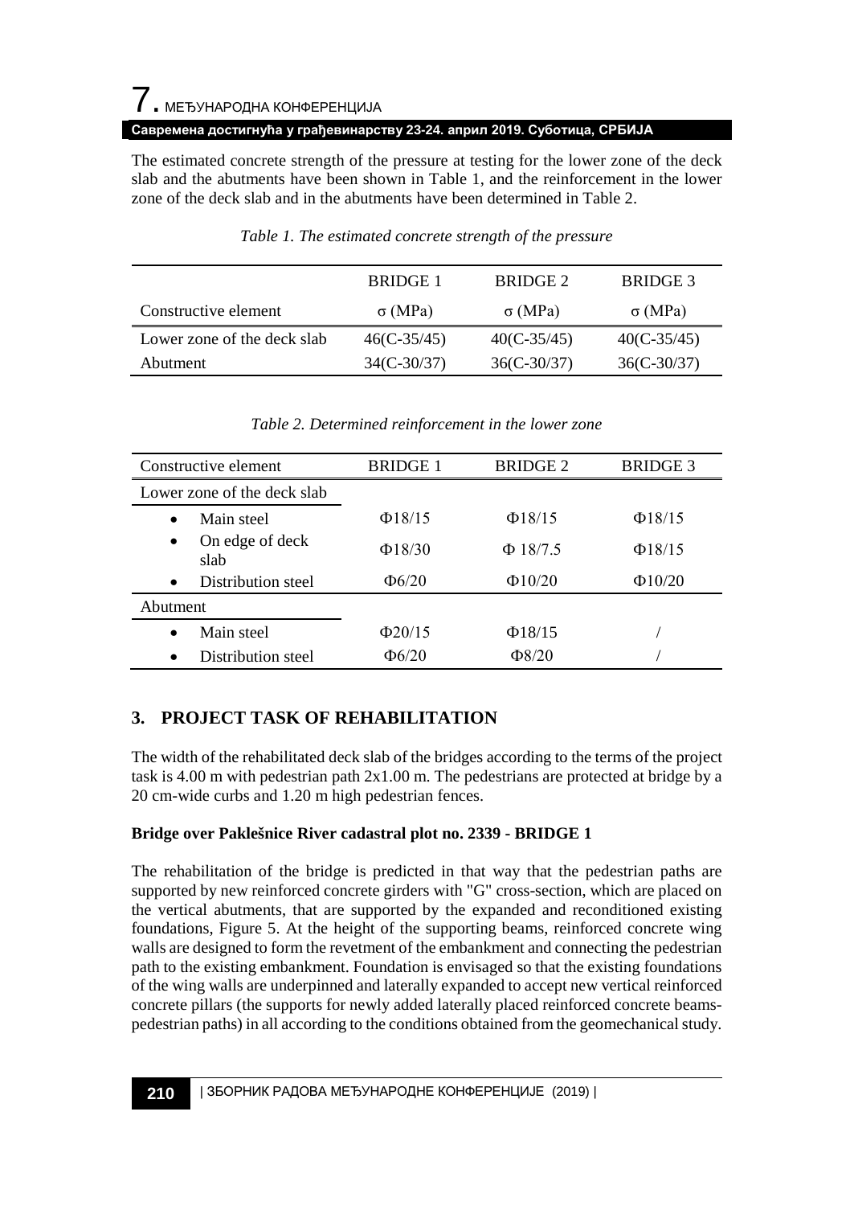The estimated concrete strength of the pressure at testing for the lower zone of the deck slab and the abutments have been shown in Table 1, and the reinforcement in the lower zone of the deck slab and in the abutments have been determined in Table 2.

*Table 1. The estimated concrete strength of the pressure*

| | BRIDGE 1 | BRIDGE 2 | BRIDGE 3 |
|---|---|---|---|
| Constructive element | σ (MPa) | σ (MPa) | σ (MPa) |
| Lower zone of the deck slab | 46(C-35/45) | 40(C-35/45) | 40(C-35/45) |
| Abutment | 34(C-30/37) | 36(C-30/37) | 36(C-30/37) |

*Table 2. Determined reinforcement in the lower zone*

| Constructive element | BRIDGE 1 | BRIDGE 2 | BRIDGE 3 |
|---|---|---|---|
| Lower zone of the deck slab | | | |
| • Main steel | Φ18/15 | Φ18/15 | Φ18/15 |
| • On edge of deck slab | Φ18/30 | Φ 18/7.5 | Φ18/15 |
| • Distribution steel | Φ6/20 | Φ10/20 | Φ10/20 |
| Abutment | | | |
| • Main steel | Φ20/15 | Φ18/15 | / |
| • Distribution steel | Φ6/20 | Φ8/20 | / |

## 3. PROJECT TASK OF REHABILITATION

The width of the rehabilitated deck slab of the bridges according to the terms of the project task is 4.00 m with pedestrian path 2x1.00 m. The pedestrians are protected at bridge by a 20 cm-wide curbs and 1.20 m high pedestrian fences.

**Bridge over Paklešnice River cadastral plot no. 2339 - BRIDGE 1**

The rehabilitation of the bridge is predicted in that way that the pedestrian paths are supported by new reinforced concrete girders with "G" cross-section, which are placed on the vertical abutments, that are supported by the expanded and reconditioned existing foundations, Figure 5. At the height of the supporting beams, reinforced concrete wing walls are designed to form the revetment of the embankment and connecting the pedestrian path to the existing embankment. Foundation is envisaged so that the existing foundations of the wing walls are underpinned and laterally expanded to accept new vertical reinforced concrete pillars (the supports for newly added laterally placed reinforced concrete beams-pedestrian paths) in all according to the conditions obtained from the geomechanical study.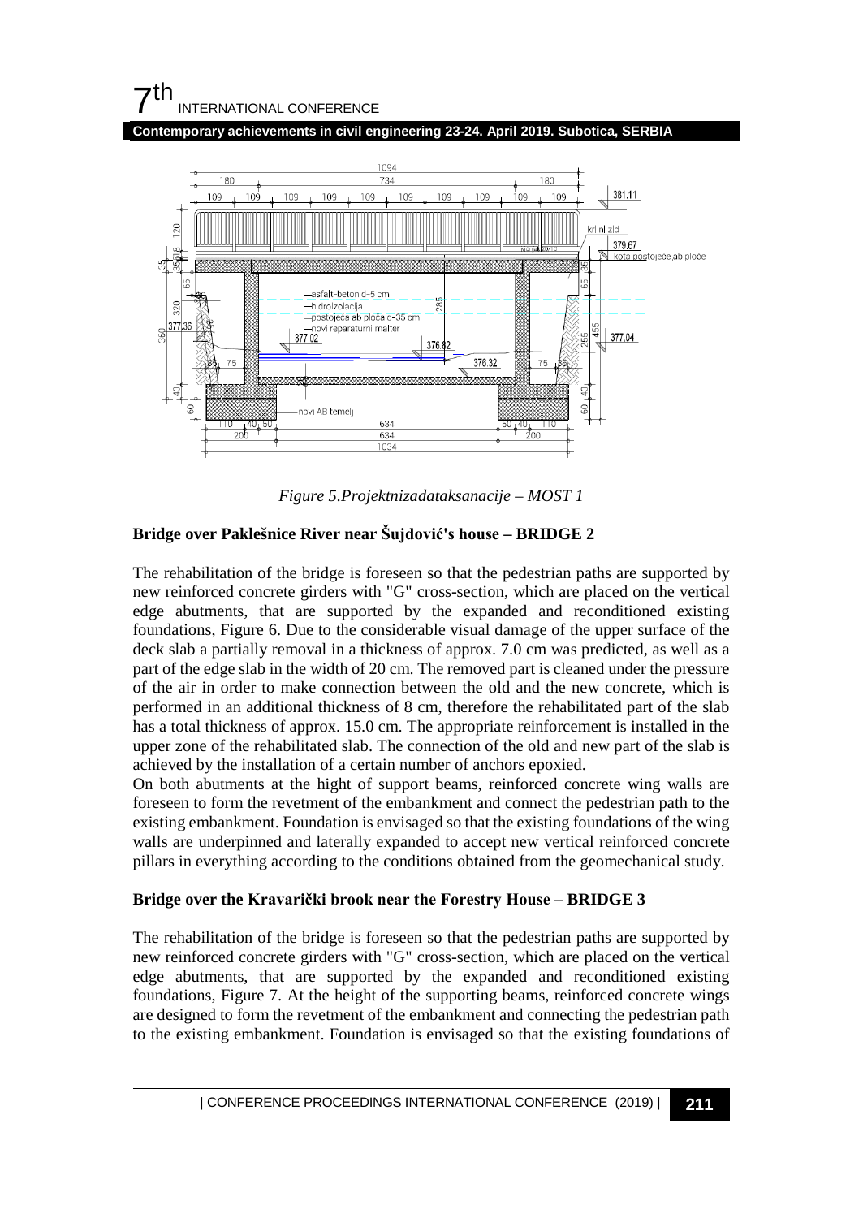*Figure 5.Projektnizadataksanacije – MOST 1*

**Bridge over Paklešnice River near Šujdović's house – BRIDGE 2**

The rehabilitation of the bridge is foreseen so that the pedestrian paths are supported by new reinforced concrete girders with "G" cross-section, which are placed on the vertical edge abutments, that are supported by the expanded and reconditioned existing foundations, Figure 6. Due to the considerable visual damage of the upper surface of the deck slab a partially removal in a thickness of approx. 7.0 cm was predicted, as well as a part of the edge slab in the width of 20 cm. The removed part is cleaned under the pressure of the air in order to make connection between the old and the new concrete, which is performed in an additional thickness of 8 cm, therefore the rehabilitated part of the slab has a total thickness of approx. 15.0 cm. The appropriate reinforcement is installed in the upper zone of the rehabilitated slab. The connection of the old and new part of the slab is achieved by the installation of a certain number of anchors epoxied.

On both abutments at the hight of support beams, reinforced concrete wing walls are foreseen to form the revetment of the embankment and connect the pedestrian path to the existing embankment. Foundation is envisaged so that the existing foundations of the wing walls are underpinned and laterally expanded to accept new vertical reinforced concrete pillars in everything according to the conditions obtained from the geomechanical study.

**Bridge over the Kravarički brook near the Forestry House – BRIDGE 3**

The rehabilitation of the bridge is foreseen so that the pedestrian paths are supported by new reinforced concrete girders with "G" cross-section, which are placed on the vertical edge abutments, that are supported by the expanded and reconditioned existing foundations, Figure 7. At the height of the supporting beams, reinforced concrete wings are designed to form the revetment of the embankment and connecting the pedestrian path to the existing embankment. Foundation is envisaged so that the existing foundations of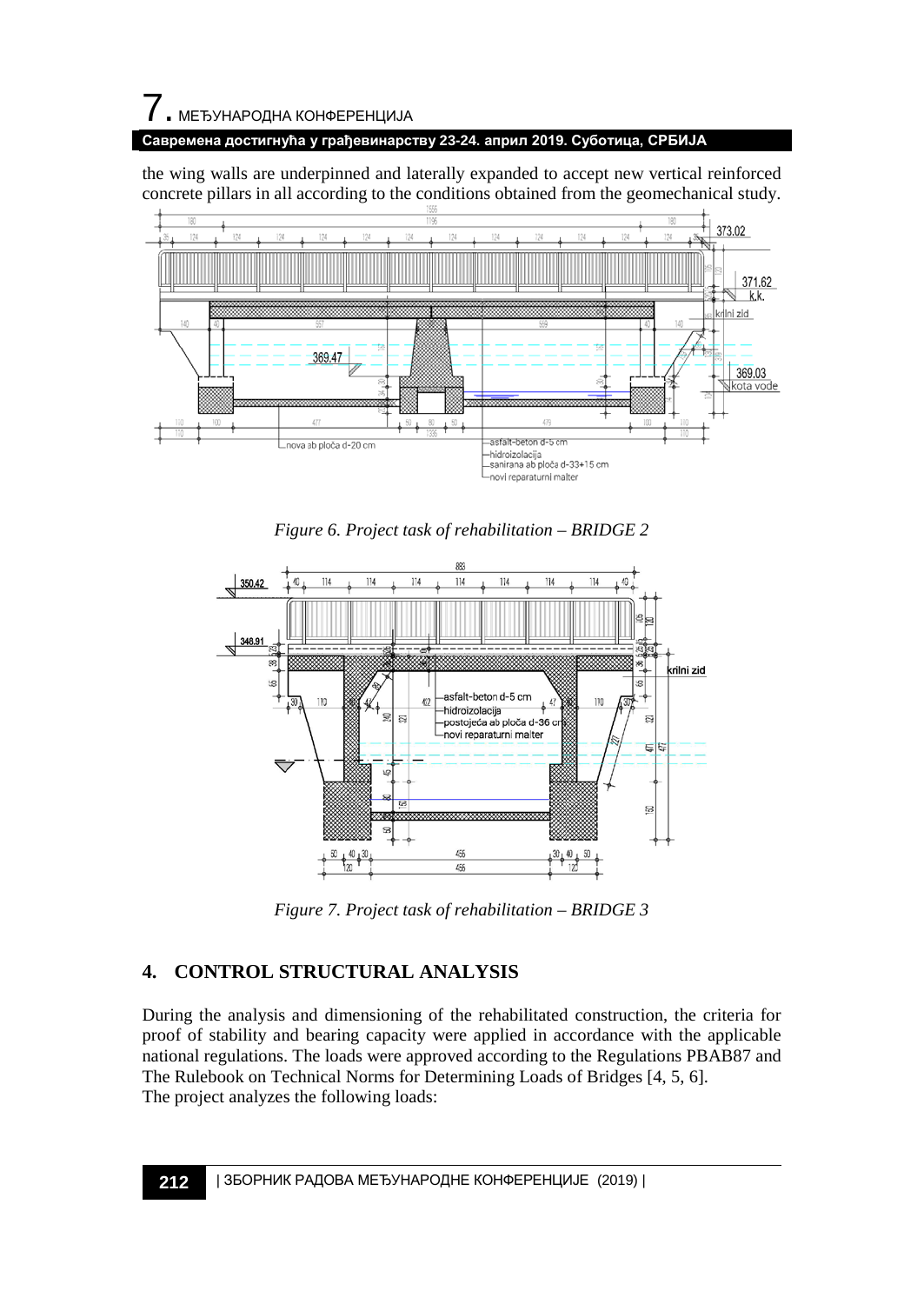the wing walls are underpinned and laterally expanded to accept new vertical reinforced concrete pillars in all according to the conditions obtained from the geomechanical study.

*Figure 6. Project task of rehabilitation – BRIDGE 2*

*Figure 7. Project task of rehabilitation – BRIDGE 3*

## 4. CONTROL STRUCTURAL ANALYSIS

During the analysis and dimensioning of the rehabilitated construction, the criteria for proof of stability and bearing capacity were applied in accordance with the applicable national regulations. The loads were approved according to the Regulations PBAB87 and The Rulebook on Technical Norms for Determining Loads of Bridges [4, 5, 6].
The project analyzes the following loads: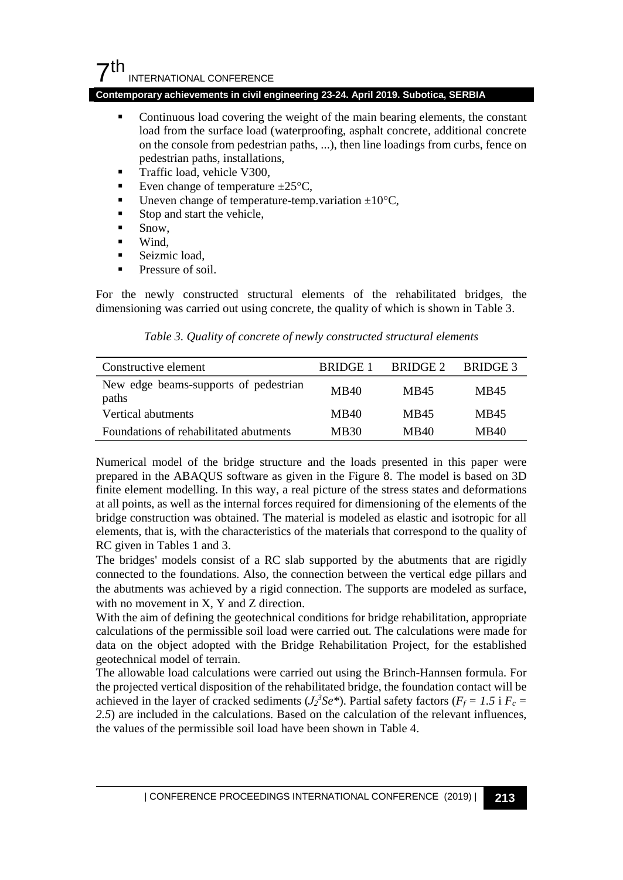- Continuous load covering the weight of the main bearing elements, the constant load from the surface load (waterproofing, asphalt concrete, additional concrete on the console from pedestrian paths, ...), then line loadings from curbs, fence on pedestrian paths, installations,
- Traffic load, vehicle V300,
- Even change of temperature ±25°C,
- Uneven change of temperature-temp.variation ±10°C,
- Stop and start the vehicle,
- Snow,
- Wind,
- Seizmic load,
- Pressure of soil.

For the newly constructed structural elements of the rehabilitated bridges, the dimensioning was carried out using concrete, the quality of which is shown in Table 3.

*Table 3. Quality of concrete of newly constructed structural elements*

| Constructive element | BRIDGE 1 | BRIDGE 2 | BRIDGE 3 |
|---|---|---|---|
| New edge beams-supports of pedestrian paths | MB40 | MB45 | MB45 |
| Vertical abutments | MB40 | MB45 | MB45 |
| Foundations of rehabilitated abutments | MB30 | MB40 | MB40 |

Numerical model of the bridge structure and the loads presented in this paper were prepared in the ABAQUS software as given in the Figure 8. The model is based on 3D finite element modelling. In this way, a real picture of the stress states and deformations at all points, as well as the internal forces required for dimensioning of the elements of the bridge construction was obtained. The material is modeled as elastic and isotropic for all elements, that is, with the characteristics of the materials that correspond to the quality of RC given in Tables 1 and 3.

The bridges' models consist of a RC slab supported by the abutments that are rigidly connected to the foundations. Also, the connection between the vertical edge pillars and the abutments was achieved by a rigid connection. The supports are modeled as surface, with no movement in X, Y and Z direction.

With the aim of defining the geotechnical conditions for bridge rehabilitation, appropriate calculations of the permissible soil load were carried out. The calculations were made for data on the object adopted with the Bridge Rehabilitation Project, for the established geotechnical model of terrain.

The allowable load calculations were carried out using the Brinch-Hannsen formula. For the projected vertical disposition of the rehabilitated bridge, the foundation contact will be achieved in the layer of cracked sediments ($J_2^3Se^*$). Partial safety factors ($F_f = 1.5$ i $F_c = 2.5$) are included in the calculations. Based on the calculation of the relevant influences, the values of the permissible soil load have been shown in Table 4.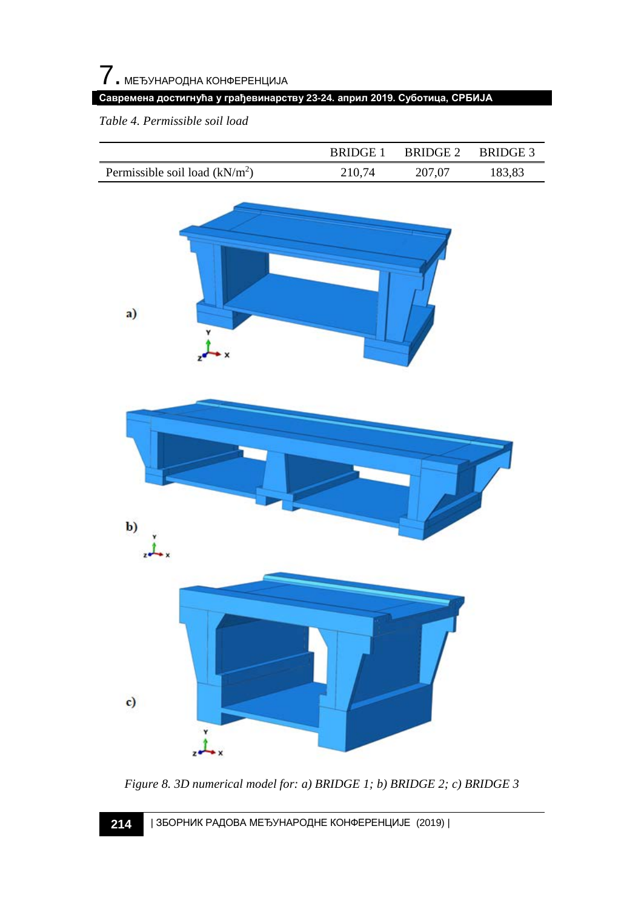*Table 4. Permissible soil load*

| | BRIDGE 1 | BRIDGE 2 | BRIDGE 3 |
|---|---|---|---|
| Permissible soil load (kN/m$^2$) | 210,74 | 207,07 | 183,83 |

*Figure 8. 3D numerical model for: a) BRIDGE 1; b) BRIDGE 2; c) BRIDGE 3*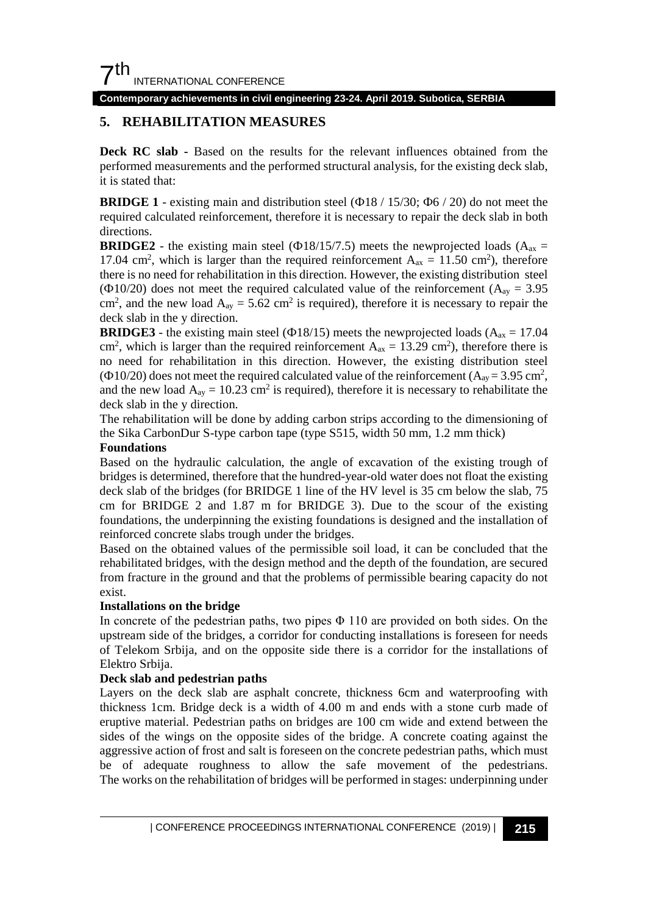## 5. REHABILITATION MEASURES

**Deck RC slab** - Based on the results for the relevant influences obtained from the performed measurements and the performed structural analysis, for the existing deck slab, it is stated that:

**BRIDGE 1** - existing main and distribution steel (Φ18 / 15/30; Φ6 / 20) do not meet the required calculated reinforcement, therefore it is necessary to repair the deck slab in both directions.

**BRIDGE2** - the existing main steel (Φ18/15/7.5) meets the newprojected loads ($A_{ax}$ = 17.04 cm$^2$, which is larger than the required reinforcement $A_{ax}$ = 11.50 cm$^2$), therefore there is no need for rehabilitation in this direction. However, the existing distribution steel (Φ10/20) does not meet the required calculated value of the reinforcement ($A_{ay}$ = 3.95 cm$^2$, and the new load $A_{ay}$ = 5.62 cm$^2$ is required), therefore it is necessary to repair the deck slab in the y direction.

**BRIDGE3** - the existing main steel (Φ18/15) meets the newprojected loads ($A_{ax}$ = 17.04 cm$^2$, which is larger than the required reinforcement $A_{ax}$ = 13.29 cm$^2$), therefore there is no need for rehabilitation in this direction. However, the existing distribution steel (Φ10/20) does not meet the required calculated value of the reinforcement ($A_{ay}$ = 3.95 cm$^2$, and the new load $A_{ay}$ = 10.23 cm$^2$ is required), therefore it is necessary to rehabilitate the deck slab in the y direction.

The rehabilitation will be done by adding carbon strips according to the dimensioning of the Sika CarbonDur S-type carbon tape (type S515, width 50 mm, 1.2 mm thick)

**Foundations**

Based on the hydraulic calculation, the angle of excavation of the existing trough of bridges is determined, therefore that the hundred-year-old water does not float the existing deck slab of the bridges (for BRIDGE 1 line of the HV level is 35 cm below the slab, 75 cm for BRIDGE 2 and 1.87 m for BRIDGE 3). Due to the scour of the existing foundations, the underpinning the existing foundations is designed and the installation of reinforced concrete slabs trough under the bridges.

Based on the obtained values of the permissible soil load, it can be concluded that the rehabilitated bridges, with the design method and the depth of the foundation, are secured from fracture in the ground and that the problems of permissible bearing capacity do not exist.

**Installations on the bridge**

In concrete of the pedestrian paths, two pipes Φ 110 are provided on both sides. On the upstream side of the bridges, a corridor for conducting installations is foreseen for needs of Telekom Srbija, and on the opposite side there is a corridor for the installations of Elektro Srbija.

**Deck slab and pedestrian paths**

Layers on the deck slab are asphalt concrete, thickness 6cm and waterproofing with thickness 1cm. Bridge deck is a width of 4.00 m and ends with a stone curb made of eruptive material. Pedestrian paths on bridges are 100 cm wide and extend between the sides of the wings on the opposite sides of the bridge. A concrete coating against the aggressive action of frost and salt is foreseen on the concrete pedestrian paths, which must be of adequate roughness to allow the safe movement of the pedestrians. The works on the rehabilitation of bridges will be performed in stages: underpinning under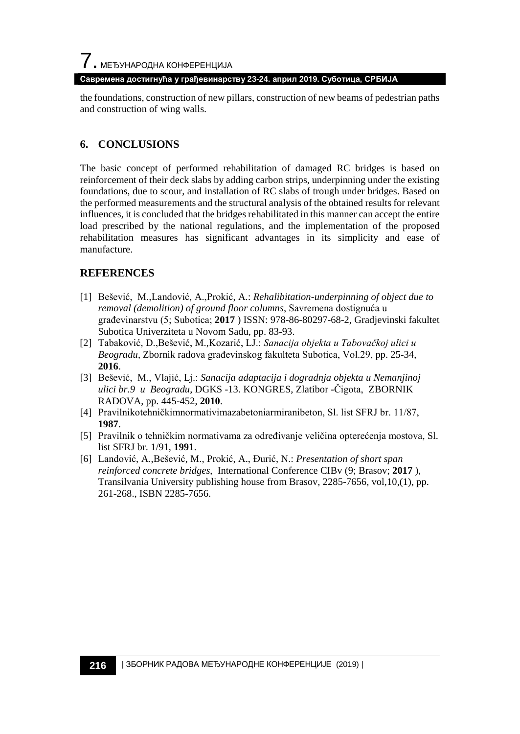the foundations, construction of new pillars, construction of new beams of pedestrian paths and construction of wing walls.

## 6. CONCLUSIONS

The basic concept of performed rehabilitation of damaged RC bridges is based on reinforcement of their deck slabs by adding carbon strips, underpinning under the existing foundations, due to scour, and installation of RC slabs of trough under bridges. Based on the performed measurements and the structural analysis of the obtained results for relevant influences, it is concluded that the bridges rehabilitated in this manner can accept the entire load prescribed by the national regulations, and the implementation of the proposed rehabilitation measures has significant advantages in its simplicity and ease of manufacture.

## REFERENCES

[1] Bešević, M.,Landović, A.,Prokić, A.: *Rehalibitation-underpinning of object due to removal (demolition) of ground floor columns*, Savremena dostignuća u građevinarstvu (5; Subotica; **2017** ) ISSN: 978-86-80297-68-2, Gradjevinski fakultet Subotica Univerziteta u Novom Sadu, pp. 83-93.

[2] Tabaković, D.,Bešević, M.,Kozarić, LJ.: *Sanacija objekta u Tabovačkoj ulici u Beogradu*, Zbornik radova građevinskog fakulteta Subotica, Vol.29, pp. 25-34, **2016**.

[3] Bešević, M., Vlajić, Lj.: *Sanacija adaptacija i dogradnja objekta u Nemanjinoj ulici br.9 u Beogradu*, DGKS -13. KONGRES, Zlatibor -Čigota, ZBORNIK RADOVA, pp. 445-452, **2010**.

[4] Pravilnikotehničkimnormativimazabetoniarmiranibeton, Sl. list SFRJ br. 11/87, **1987**.

[5] Pravilnik o tehničkim normativama za određivanje veličina opterećenja mostova, Sl. list SFRJ br. 1/91, **1991**.

[6] Landović, A.,Bešević, M., Prokić, A., Đurić, N.: *Presentation of short span reinforced concrete bridges*, International Conference CIBv (9; Brasov; **2017** ), Transilvania University publishing house from Brasov, 2285-7656, vol,10,(1), pp. 261-268., ISBN 2285-7656.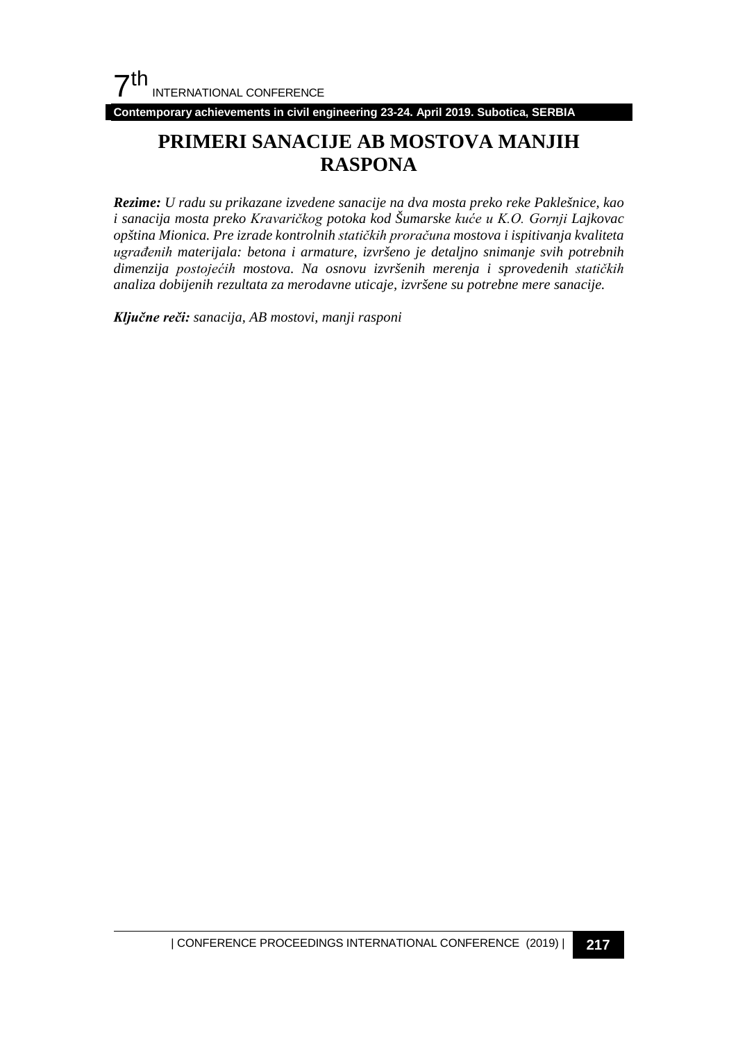# PRIMERI SANACIJE AB MOSTOVA MANJIH RASPONA

***Rezime:*** *U radu su prikazane izvedene sanacije na dva mosta preko reke Paklešnice, kao i sanacija mosta preko Kravaričkog potoka kod Šumarske kuće u K.O. Gornji Lajkovac opština Mionica. Pre izrade kontrolnih statičkih proračuna mostova i ispitivanja kvaliteta ugrađenih materijala: betona i armature, izvršeno je detaljno snimanje svih potrebnih dimenzija postojećih mostova. Na osnovu izvršenih merenja i sprovedenih statičkih analiza dobijenih rezultata za merodavne uticaje, izvršene su potrebne mere sanacije.*

***Ključne reči:*** *sanacija, AB mostovi, manji rasponi*